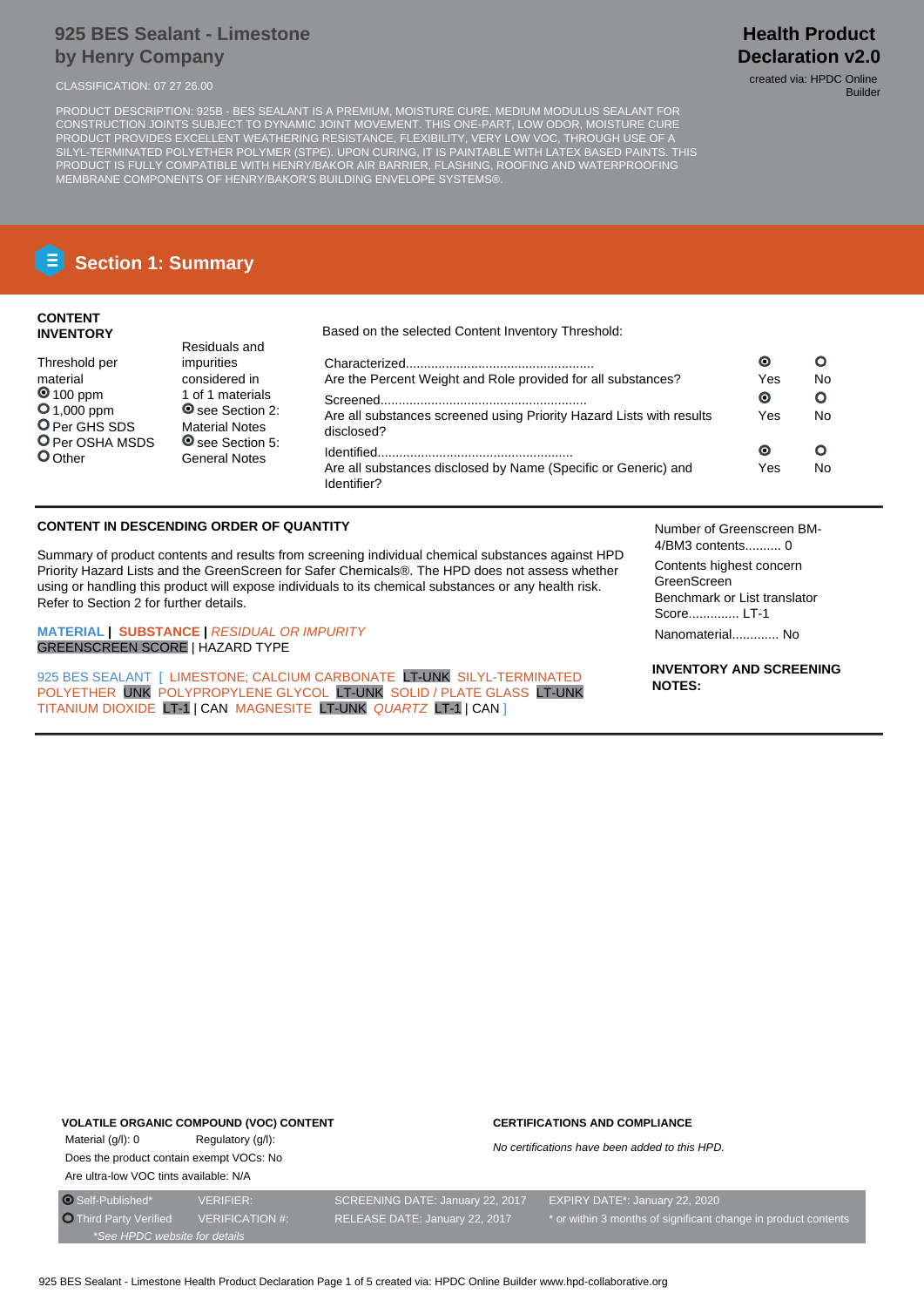# 925 BES Sealant - Limestone by Henry Company

**Health Product Declaration v2.0**

created via: HPDC Online Builder

CLASSIFICATION: 07 27 26.00

PRODUCT DESCRIPTION: 925B - BES SEALANT IS A PREMIUM, MOISTURE CURE, MEDIUM MODULUS SEALANT FOR CONSTRUCTION JOINTS SUBJECT TO DYNAMIC JOINT MOVEMENT. THIS ONE-PART, LOW ODOR, MOISTURE CURE PRODUCT PROVIDES EXCELLENT WEATHERING RESISTANCE, FLEXIBILITY, VERY LOW VOC, THROUGH USE OF A SILYL-TERMINATED POLYETHER POLYMER (STPE). UPON CURING, IT IS PAINTABLE WITH LATEX BASED PAINTS. THIS PRODUCT IS FULLY COMPATIBLE WITH HENRY/BAKOR AIR BARRIER, FLASHING, ROOFING AND WATERPROOFING MEMBRANE COMPONENTS OF HENRY/BAKOR'S BUILDING ENVELOPE SYSTEMS®.

## Section 1: Summary

**CONTENT INVENTORY**

Threshold per material
- ◉ 100 ppm
- ○ 1,000 ppm
- ○ Per GHS SDS
- ○ Per OSHA MSDS
- ○ Other

Residuals and impurities considered in 1 of 1 materials
- ◉ see Section 2: Material Notes
- ◉ see Section 5: General Notes

Based on the selected Content Inventory Threshold:

| | Yes | No |
|---|---|---|
| Characterized... Are the Percent Weight and Role provided for all substances? | ◉ | ○ |
| Screened... Are all substances screened using Priority Hazard Lists with results disclosed? | ◉ | ○ |
| Identified... Are all substances disclosed by Name (Specific or Generic) and Identifier? | ◉ | ○ |

**CONTENT IN DESCENDING ORDER OF QUANTITY**

Summary of product contents and results from screening individual chemical substances against HPD Priority Hazard Lists and the GreenScreen for Safer Chemicals®. The HPD does not assess whether using or handling this product will expose individuals to its chemical substances or any health risk. Refer to Section 2 for further details.

**MATERIAL** | **SUBSTANCE** | *RESIDUAL OR IMPURITY*
GREENSCREEN SCORE | HAZARD TYPE

925 BES SEALANT [ LIMESTONE; CALCIUM CARBONATE LT-UNK SILYL-TERMINATED POLYETHER UNK POLYPROPYLENE GLYCOL LT-UNK SOLID / PLATE GLASS LT-UNK TITANIUM DIOXIDE LT-1 | CAN MAGNESITE LT-UNK *QUARTZ* LT-1 | CAN ]

Number of Greenscreen BM-4/BM3 contents.......... 0

Contents highest concern GreenScreen Benchmark or List translator Score.............. LT-1

Nanomaterial............. No

**INVENTORY AND SCREENING NOTES:**

**VOLATILE ORGANIC COMPOUND (VOC) CONTENT**

Material (g/l): 0    Regulatory (g/l):

Does the product contain exempt VOCs: No

Are ultra-low VOC tints available: N/A

**CERTIFICATIONS AND COMPLIANCE**

*No certifications have been added to this HPD.*

| ◉ Self-Published* | VERIFIER: | SCREENING DATE: January 22, 2017 | EXPIRY DATE*: January 22, 2020 |
|---|---|---|---|
| ○ Third Party Verified | VERIFICATION #: | RELEASE DATE: January 22, 2017 | * or within 3 months of significant change in product contents |

*See HPDC website for details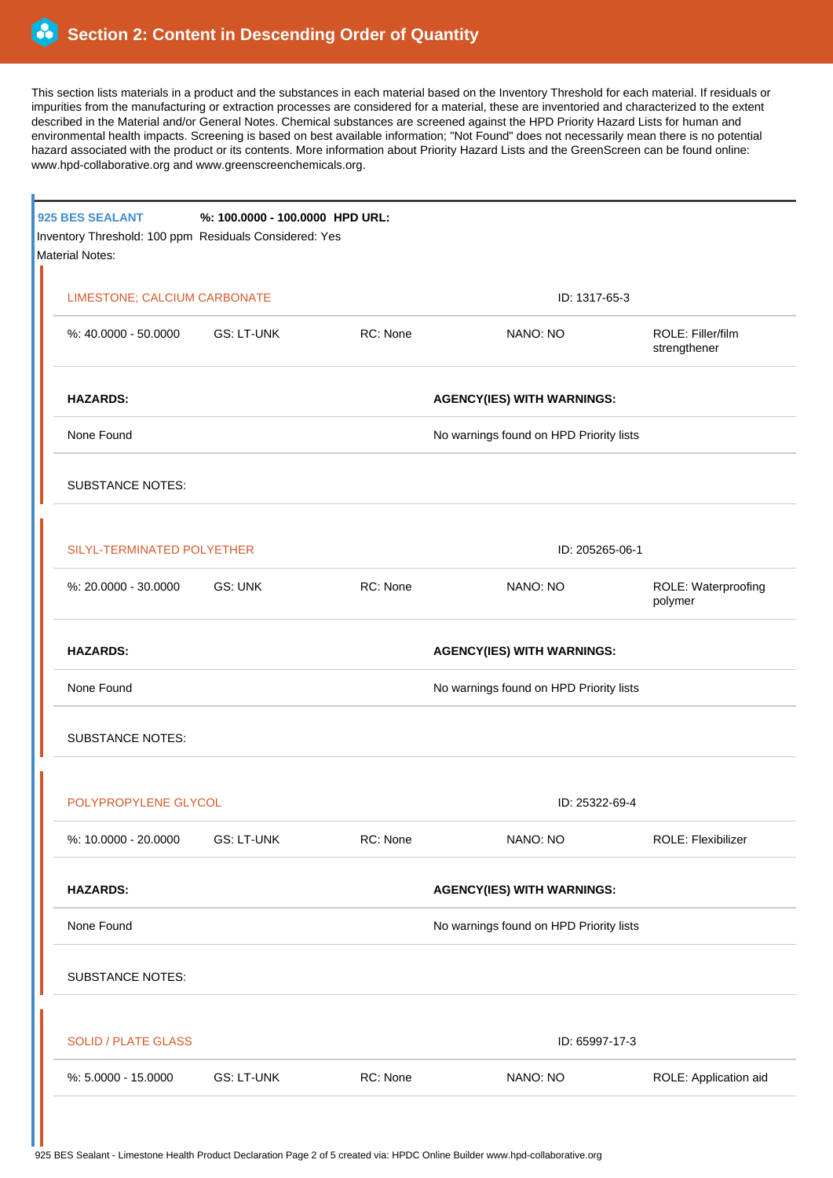## Section 2: Content in Descending Order of Quantity

This section lists materials in a product and the substances in each material based on the Inventory Threshold for each material. If residuals or impurities from the manufacturing or extraction processes are considered for a material, these are inventoried and characterized to the extent described in the Material and/or General Notes. Chemical substances are screened against the HPD Priority Hazard Lists for human and environmental health impacts. Screening is based on best available information; "Not Found" does not necessarily mean there is no potential hazard associated with the product or its contents. More information about Priority Hazard Lists and the GreenScreen can be found online: www.hpd-collaborative.org and www.greenscreenchemicals.org.

**925 BES SEALANT** **%: 100.0000 - 100.0000** **HPD URL:**

Inventory Threshold: 100 ppm Residuals Considered: Yes

Material Notes:

---

**LIMESTONE; CALCIUM CARBONATE** ID: 1317-65-3

| %: 40.0000 - 50.0000 | GS: LT-UNK | RC: None | NANO: NO | ROLE: Filler/film strengthener |
|---|---|---|---|---|

| HAZARDS: | AGENCY(IES) WITH WARNINGS: |
|---|---|
| None Found | No warnings found on HPD Priority lists |

SUBSTANCE NOTES:

---

**SILYL-TERMINATED POLYETHER** ID: 205265-06-1

| %: 20.0000 - 30.0000 | GS: UNK | RC: None | NANO: NO | ROLE: Waterproofing polymer |
|---|---|---|---|---|

| HAZARDS: | AGENCY(IES) WITH WARNINGS: |
|---|---|
| None Found | No warnings found on HPD Priority lists |

SUBSTANCE NOTES:

---

**POLYPROPYLENE GLYCOL** ID: 25322-69-4

| %: 10.0000 - 20.0000 | GS: LT-UNK | RC: None | NANO: NO | ROLE: Flexibilizer |
|---|---|---|---|---|

| HAZARDS: | AGENCY(IES) WITH WARNINGS: |
|---|---|
| None Found | No warnings found on HPD Priority lists |

SUBSTANCE NOTES:

---

**SOLID / PLATE GLASS** ID: 65997-17-3

| %: 5.0000 - 15.0000 | GS: LT-UNK | RC: None | NANO: NO | ROLE: Application aid |
|---|---|---|---|---|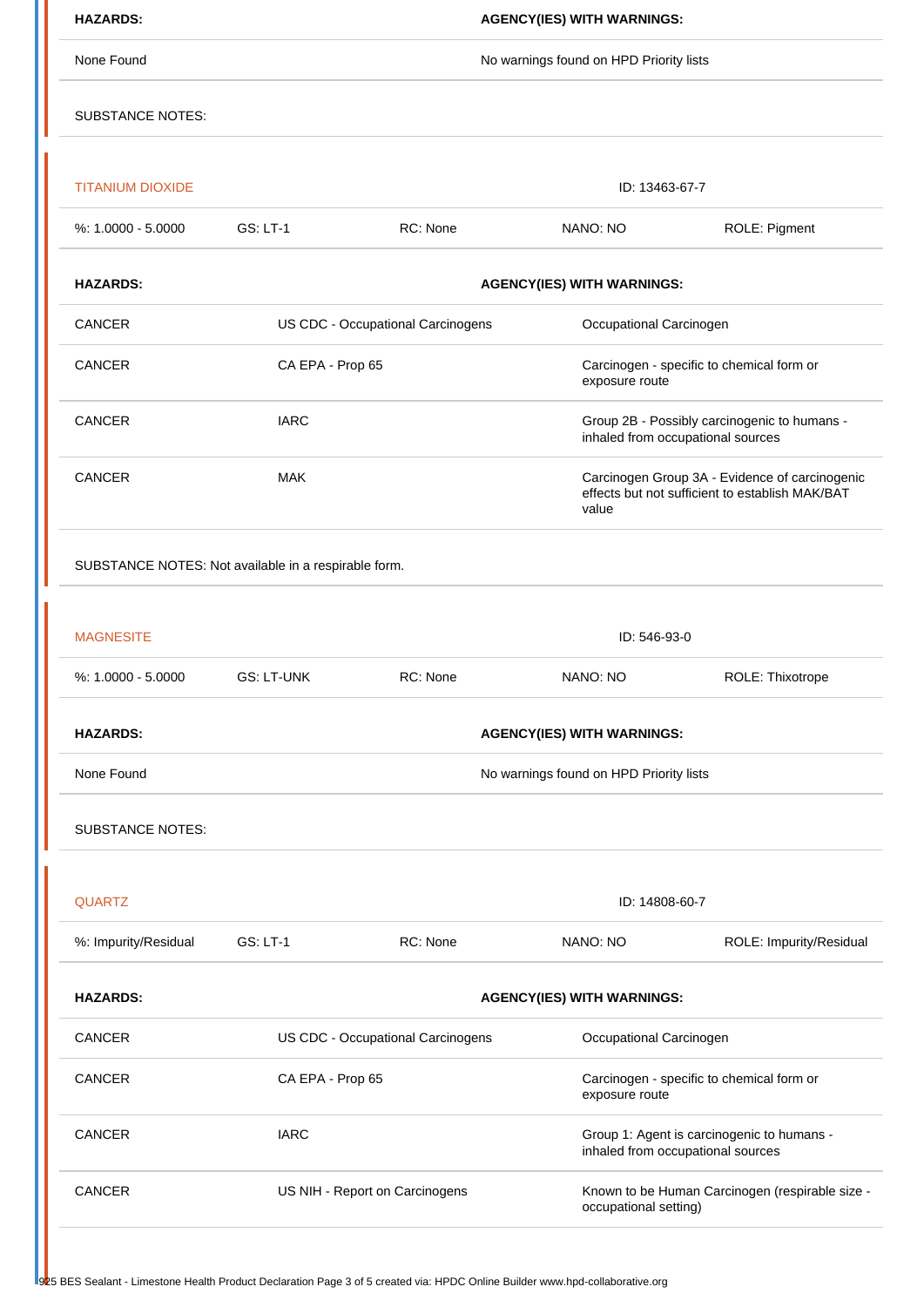| HAZARDS: | AGENCY(IES) WITH WARNINGS: |
|---|---|
| None Found | No warnings found on HPD Priority lists |

SUBSTANCE NOTES:

## TITANIUM DIOXIDE

ID: 13463-67-7

| %: 1.0000 - 5.0000 | GS: LT-1 | RC: None | NANO: NO | ROLE: Pigment |
|---|---|---|---|---|

| HAZARDS: | AGENCY(IES) WITH WARNINGS: | |
|---|---|---|
| CANCER | US CDC - Occupational Carcinogens | Occupational Carcinogen |
| CANCER | CA EPA - Prop 65 | Carcinogen - specific to chemical form or exposure route |
| CANCER | IARC | Group 2B - Possibly carcinogenic to humans - inhaled from occupational sources |
| CANCER | MAK | Carcinogen Group 3A - Evidence of carcinogenic effects but not sufficient to establish MAK/BAT value |

SUBSTANCE NOTES: Not available in a respirable form.

## MAGNESITE

ID: 546-93-0

| %: 1.0000 - 5.0000 | GS: LT-UNK | RC: None | NANO: NO | ROLE: Thixotrope |
|---|---|---|---|---|

| HAZARDS: | AGENCY(IES) WITH WARNINGS: |
|---|---|
| None Found | No warnings found on HPD Priority lists |

SUBSTANCE NOTES:

## QUARTZ

ID: 14808-60-7

| %: Impurity/Residual | GS: LT-1 | RC: None | NANO: NO | ROLE: Impurity/Residual |
|---|---|---|---|---|

| HAZARDS: | AGENCY(IES) WITH WARNINGS: | |
|---|---|---|
| CANCER | US CDC - Occupational Carcinogens | Occupational Carcinogen |
| CANCER | CA EPA - Prop 65 | Carcinogen - specific to chemical form or exposure route |
| CANCER | IARC | Group 1: Agent is carcinogenic to humans - inhaled from occupational sources |
| CANCER | US NIH - Report on Carcinogens | Known to be Human Carcinogen (respirable size - occupational setting) |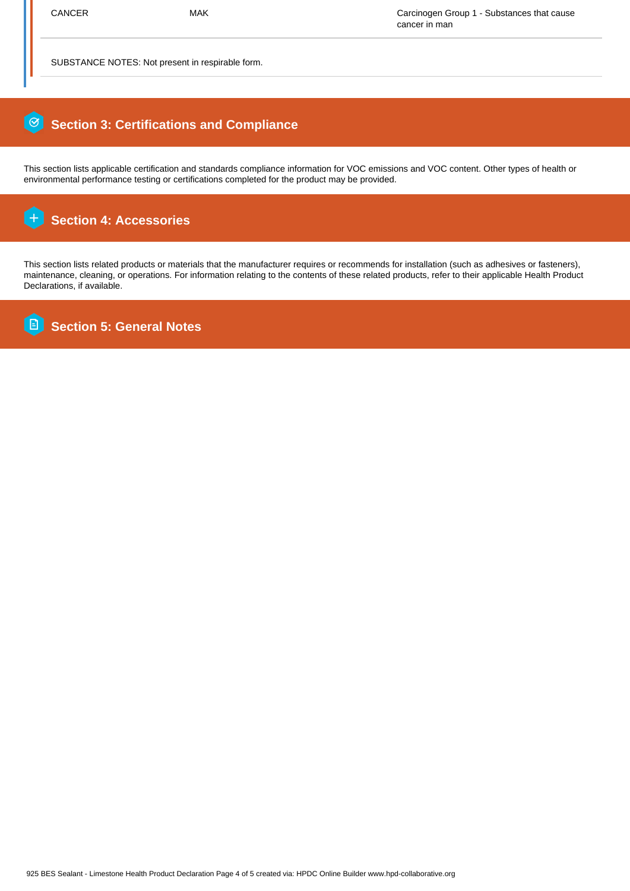| CANCER | MAK | Carcinogen Group 1 - Substances that cause cancer in man |
|---|---|---|

SUBSTANCE NOTES: Not present in respirable form.

## Section 3: Certifications and Compliance

This section lists applicable certification and standards compliance information for VOC emissions and VOC content. Other types of health or environmental performance testing or certifications completed for the product may be provided.

## Section 4: Accessories

This section lists related products or materials that the manufacturer requires or recommends for installation (such as adhesives or fasteners), maintenance, cleaning, or operations. For information relating to the contents of these related products, refer to their applicable Health Product Declarations, if available.

## Section 5: General Notes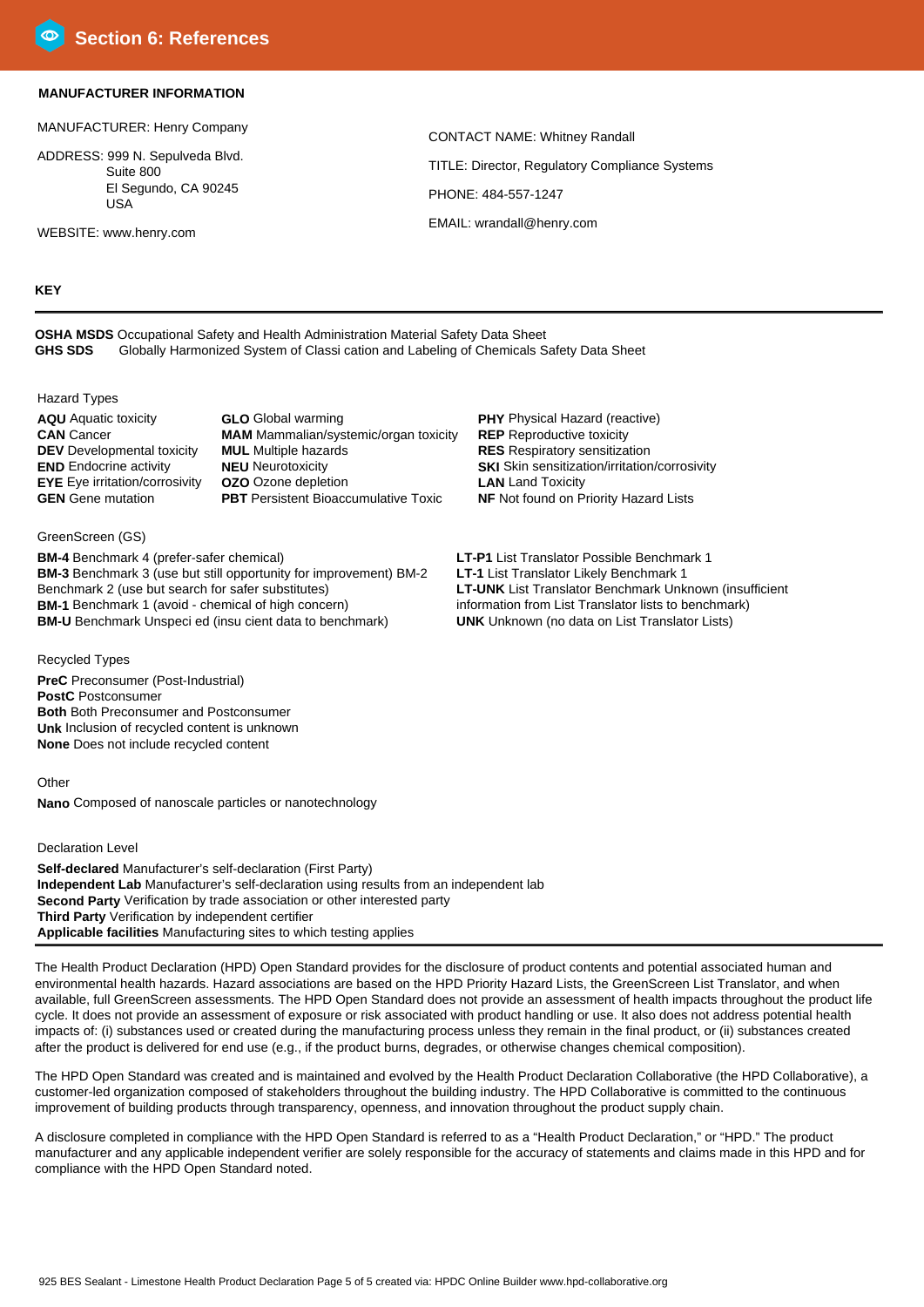## Section 6: References

**MANUFACTURER INFORMATION**

MANUFACTURER: Henry Company

ADDRESS: 999 N. Sepulveda Blvd.
Suite 800
El Segundo, CA 90245
USA

WEBSITE: www.henry.com

CONTACT NAME: Whitney Randall

TITLE: Director, Regulatory Compliance Systems

PHONE: 484-557-1247

EMAIL: wrandall@henry.com

**KEY**

**OSHA MSDS** Occupational Safety and Health Administration Material Safety Data Sheet
**GHS SDS** Globally Harmonized System of Classi cation and Labeling of Chemicals Safety Data Sheet

Hazard Types

**AQU** Aquatic toxicity
**CAN** Cancer
**DEV** Developmental toxicity
**END** Endocrine activity
**EYE** Eye irritation/corrosivity
**GEN** Gene mutation
**GLO** Global warming
**MAM** Mammalian/systemic/organ toxicity
**MUL** Multiple hazards
**NEU** Neurotoxicity
**OZO** Ozone depletion
**PBT** Persistent Bioaccumulative Toxic
**PHY** Physical Hazard (reactive)
**REP** Reproductive toxicity
**RES** Respiratory sensitization
**SKI** Skin sensitization/irritation/corrosivity
**LAN** Land Toxicity
**NF** Not found on Priority Hazard Lists

GreenScreen (GS)

**BM-4** Benchmark 4 (prefer-safer chemical)
**BM-3** Benchmark 3 (use but still opportunity for improvement) BM-2 Benchmark 2 (use but search for safer substitutes)
**BM-1** Benchmark 1 (avoid - chemical of high concern)
**BM-U** Benchmark Unspeci ed (insu cient data to benchmark)
**LT-P1** List Translator Possible Benchmark 1
**LT-1** List Translator Likely Benchmark 1
**LT-UNK** List Translator Benchmark Unknown (insufficient information from List Translator lists to benchmark)
**UNK** Unknown (no data on List Translator Lists)

Recycled Types

**PreC** Preconsumer (Post-Industrial)
**PostC** Postconsumer
**Both** Both Preconsumer and Postconsumer
**Unk** Inclusion of recycled content is unknown
**None** Does not include recycled content

Other

**Nano** Composed of nanoscale particles or nanotechnology

Declaration Level

**Self-declared** Manufacturer's self-declaration (First Party)
**Independent Lab** Manufacturer's self-declaration using results from an independent lab
**Second Party** Verification by trade association or other interested party
**Third Party** Verification by independent certifier
**Applicable facilities** Manufacturing sites to which testing applies

The Health Product Declaration (HPD) Open Standard provides for the disclosure of product contents and potential associated human and environmental health hazards. Hazard associations are based on the HPD Priority Hazard Lists, the GreenScreen List Translator, and when available, full GreenScreen assessments. The HPD Open Standard does not provide an assessment of health impacts throughout the product life cycle. It does not provide an assessment of exposure or risk associated with product handling or use. It also does not address potential health impacts of: (i) substances used or created during the manufacturing process unless they remain in the final product, or (ii) substances created after the product is delivered for end use (e.g., if the product burns, degrades, or otherwise changes chemical composition).

The HPD Open Standard was created and is maintained and evolved by the Health Product Declaration Collaborative (the HPD Collaborative), a customer-led organization composed of stakeholders throughout the building industry. The HPD Collaborative is committed to the continuous improvement of building products through transparency, openness, and innovation throughout the product supply chain.

A disclosure completed in compliance with the HPD Open Standard is referred to as a "Health Product Declaration," or "HPD." The product manufacturer and any applicable independent verifier are solely responsible for the accuracy of statements and claims made in this HPD and for compliance with the HPD Open Standard noted.